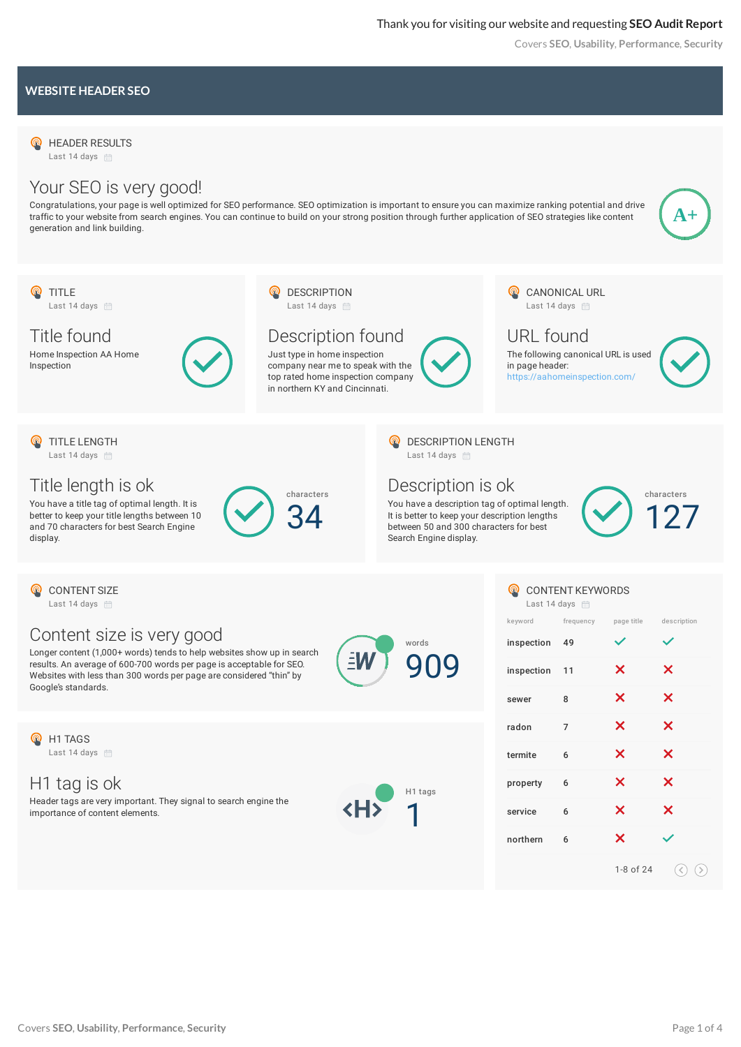Thank you for visiting our website and requesting **SEO Audit Report**

Covers **SEO**, **Usability**, **Performance**, **Security**

## WEBSITE HEADER SEO

### HEADER RESULTS

Last 14 days

## Your SEO is very good!

Congratulations, your page is well optimized for SEO performance. SEO optimization is important to ensure you can maximize ranking potential and drive traffic to your website from search engines. You can continue to build on your strong position through further application of SEO strategies like content generation and link building.

A+

### TITLE

Last 14 days

## Title found

Home Inspection AA Home Inspection

### DESCRIPTION

Last 14 days

## Description found

Just type in home inspection company near me to speak with the top rated home inspection company in northern KY and Cincinnati.

### CANONICAL URL

Last 14 days

## URL found

The following canonical URL is used in page header:
https://aahomeinspection.com/

### TITLE LENGTH

Last 14 days

## Title length is ok

You have a title tag of optimal length. It is better to keep your title lengths between 10 and 70 characters for best Search Engine display.

characters
34

### DESCRIPTION LENGTH

Last 14 days

## Description is ok

You have a description tag of optimal length. It is better to keep your description lengths between 50 and 300 characters for best Search Engine display.

characters
127

### CONTENT SIZE

Last 14 days

## Content size is very good

Longer content (1,000+ words) tends to help websites show up in search results. An average of 600-700 words per page is acceptable for SEO. Websites with less than 300 words per page are considered "thin" by Google's standards.

words
909

### H1 TAGS

Last 14 days

## H1 tag is ok

Header tags are very important. They signal to search engine the importance of content elements.

H1 tags
1

### CONTENT KEYWORDS

Last 14 days

| keyword | frequency | page title | description |
|---|---|---|---|
| inspection | 49 | ✓ | ✓ |
| inspection | 11 | ✗ | ✗ |
| sewer | 8 | ✗ | ✗ |
| radon | 7 | ✗ | ✗ |
| termite | 6 | ✗ | ✗ |
| property | 6 | ✗ | ✗ |
| service | 6 | ✗ | ✗ |
| northern | 6 | ✗ | ✓ |

1-8 of 24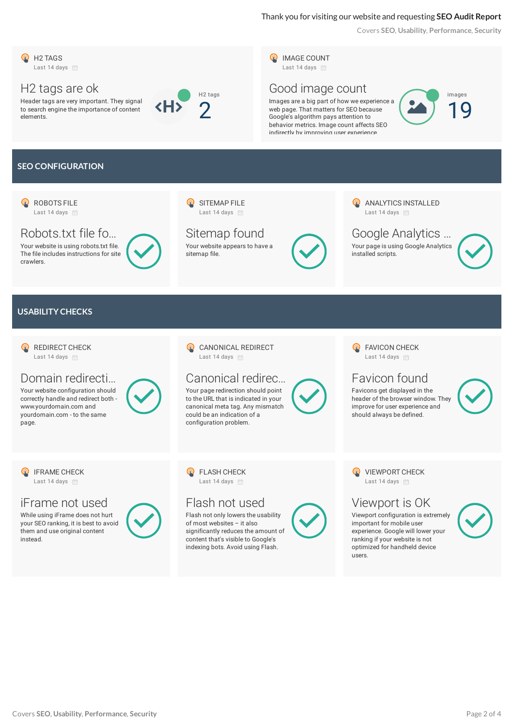### H2 TAGS

Last 14 days

## H2 tags are ok

Header tags are very important. They signal to search engine the importance of content elements.

H2 tags

2

### IMAGE COUNT

Last 14 days

## Good image count

Images are a big part of how we experience a web page. That matters for SEO because Google's algorithm pays attention to behavior metrics. Image count affects SEO indirectly by improving user experience

images

19

## SEO CONFIGURATION

### ROBOTS FILE

Last 14 days

## Robots.txt file fo...

Your website is using robots.txt file. The file includes instructions for site crawlers.

### SITEMAP FILE

Last 14 days

## Sitemap found

Your website appears to have a sitemap file.

### ANALYTICS INSTALLED

Last 14 days

## Google Analytics ...

Your page is using Google Analytics installed scripts.

## USABILITY CHECKS

### REDIRECT CHECK

Last 14 days

## Domain redirecti...

Your website configuration should correctly handle and redirect both - www.yourdomain.com and yourdomain.com - to the same page.

### CANONICAL REDIRECT

Last 14 days

## Canonical redirec...

Your page redirection should point to the URL that is indicated in your canonical meta tag. Any mismatch could be an indication of a configuration problem.

### FAVICON CHECK

Last 14 days

## Favicon found

Favicons get displayed in the header of the browser window. They improve for user experience and should always be defined.

### IFRAME CHECK

Last 14 days

## iFrame not used

While using iFrame does not hurt your SEO ranking, it is best to avoid them and use original content instead.

### FLASH CHECK

Last 14 days

## Flash not used

Flash not only lowers the usability of most websites – it also significantly reduces the amount of content that's visible to Google's indexing bots. Avoid using Flash.

### VIEWPORT CHECK

Last 14 days

## Viewport is OK

Viewport configuration is extremely important for mobile user experience. Google will lower your ranking if your website is not optimized for handheld device users.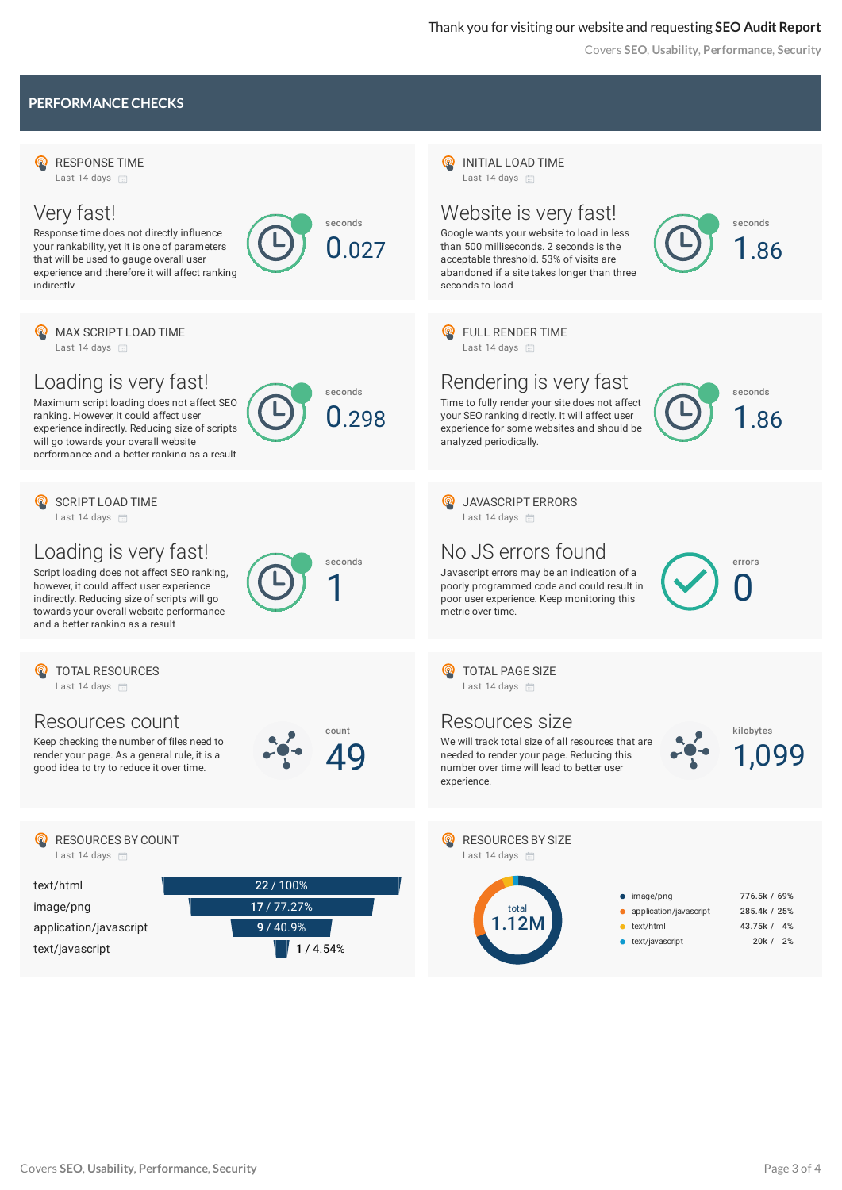Thank you for visiting our website and requesting **SEO Audit Report**

Covers **SEO**, **Usability**, **Performance**, **Security**

## PERFORMANCE CHECKS

### RESPONSE TIME
Last 14 days

**Very fast!**

Response time does not directly influence your rankability, yet it is one of parameters that will be used to gauge overall user experience and therefore it will affect ranking indirectly

seconds **0.027**

### INITIAL LOAD TIME
Last 14 days

**Website is very fast!**

Google wants your website to load in less than 500 milliseconds. 2 seconds is the acceptable threshold. 53% of visits are abandoned if a site takes longer than three seconds to load

seconds **1.86**

### MAX SCRIPT LOAD TIME
Last 14 days

**Loading is very fast!**

Maximum script loading does not affect SEO ranking. However, it could affect user experience indirectly. Reducing size of scripts will go towards your overall website performance and a better ranking as a result

seconds **0.298**

### FULL RENDER TIME
Last 14 days

**Rendering is very fast**

Time to fully render your site does not affect your SEO ranking directly. It will affect user experience for some websites and should be analyzed periodically.

seconds **1.86**

### SCRIPT LOAD TIME
Last 14 days

**Loading is very fast!**

Script loading does not affect SEO ranking, however, it could affect user experience indirectly. Reducing size of scripts will go towards your overall website performance and a better ranking as a result

seconds **1**

### JAVASCRIPT ERRORS
Last 14 days

**No JS errors found**

Javascript errors may be an indication of a poorly programmed code and could result in poor user experience. Keep monitoring this metric over time.

errors **0**

### TOTAL RESOURCES
Last 14 days

**Resources count**

Keep checking the number of files need to render your page. As a general rule, it is a good idea to try to reduce it over time.

count **49**

### TOTAL PAGE SIZE
Last 14 days

**Resources size**

We will track total size of all resources that are needed to render your page. Reducing this number over time will lead to better user experience.

kilobytes **1,099**

### RESOURCES BY COUNT
Last 14 days

| Type | Count |
|---|---|
| text/html | 22 / 100% |
| image/png | 17 / 77.27% |
| application/javascript | 9 / 40.9% |
| text/javascript | 1 / 4.54% |

### RESOURCES BY SIZE
Last 14 days

total **1.12M**

| Type | Size |
|---|---|
| image/png | 776.5k / 69% |
| application/javascript | 285.4k / 25% |
| text/html | 43.75k / 4% |
| text/javascript | 20k / 2% |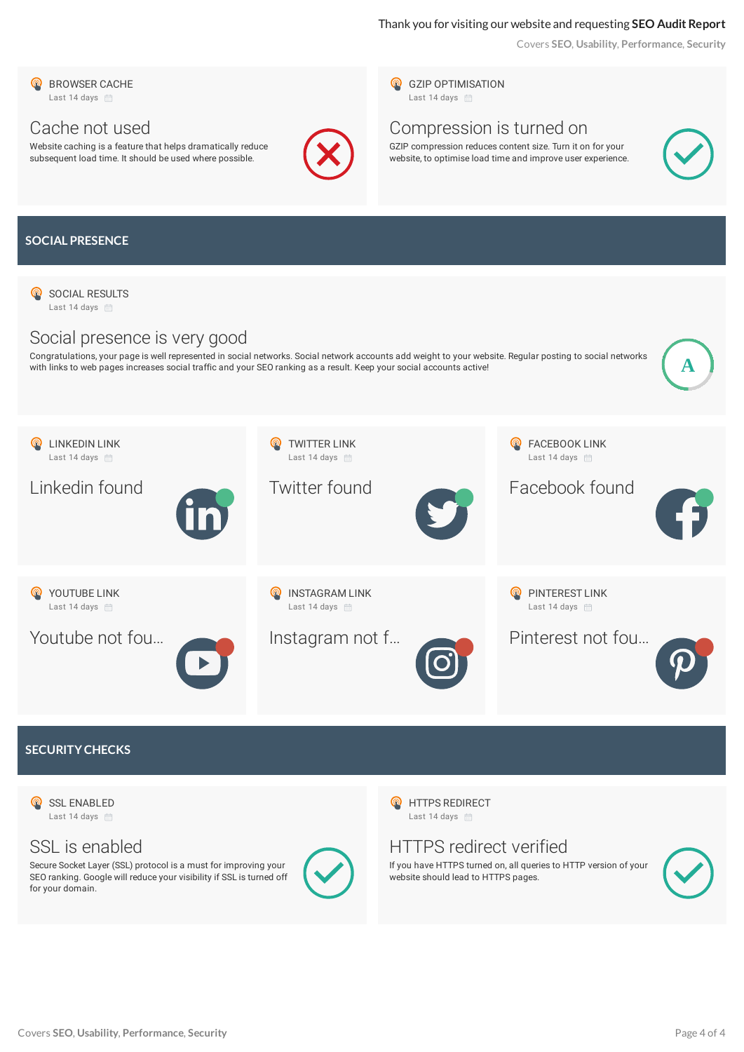Thank you for visiting our website and requesting **SEO Audit Report**

Covers **SEO**, **Usability**, **Performance**, **Security**

BROWSER CACHE
Last 14 days

### Cache not used

Website caching is a feature that helps dramatically reduce subsequent load time. It should be used where possible.

GZIP OPTIMISATION
Last 14 days

### Compression is turned on

GZIP compression reduces content size. Turn it on for your website, to optimise load time and improve user experience.

## SOCIAL PRESENCE

SOCIAL RESULTS
Last 14 days

### Social presence is very good

Congratulations, your page is well represented in social networks. Social network accounts add weight to your website. Regular posting to social networks with links to web pages increases social traffic and your SEO ranking as a result. Keep your social accounts active!

A

LINKEDIN LINK
Last 14 days

### Linkedin found

TWITTER LINK
Last 14 days

### Twitter found

FACEBOOK LINK
Last 14 days

### Facebook found

YOUTUBE LINK
Last 14 days

### Youtube not fou...

INSTAGRAM LINK
Last 14 days

### Instagram not f...

PINTEREST LINK
Last 14 days

### Pinterest not fou...

## SECURITY CHECKS

SSL ENABLED
Last 14 days

### SSL is enabled

Secure Socket Layer (SSL) protocol is a must for improving your SEO ranking. Google will reduce your visibility if SSL is turned off for your domain.

HTTPS REDIRECT
Last 14 days

### HTTPS redirect verified

If you have HTTPS turned on, all queries to HTTP version of your website should lead to HTTPS pages.